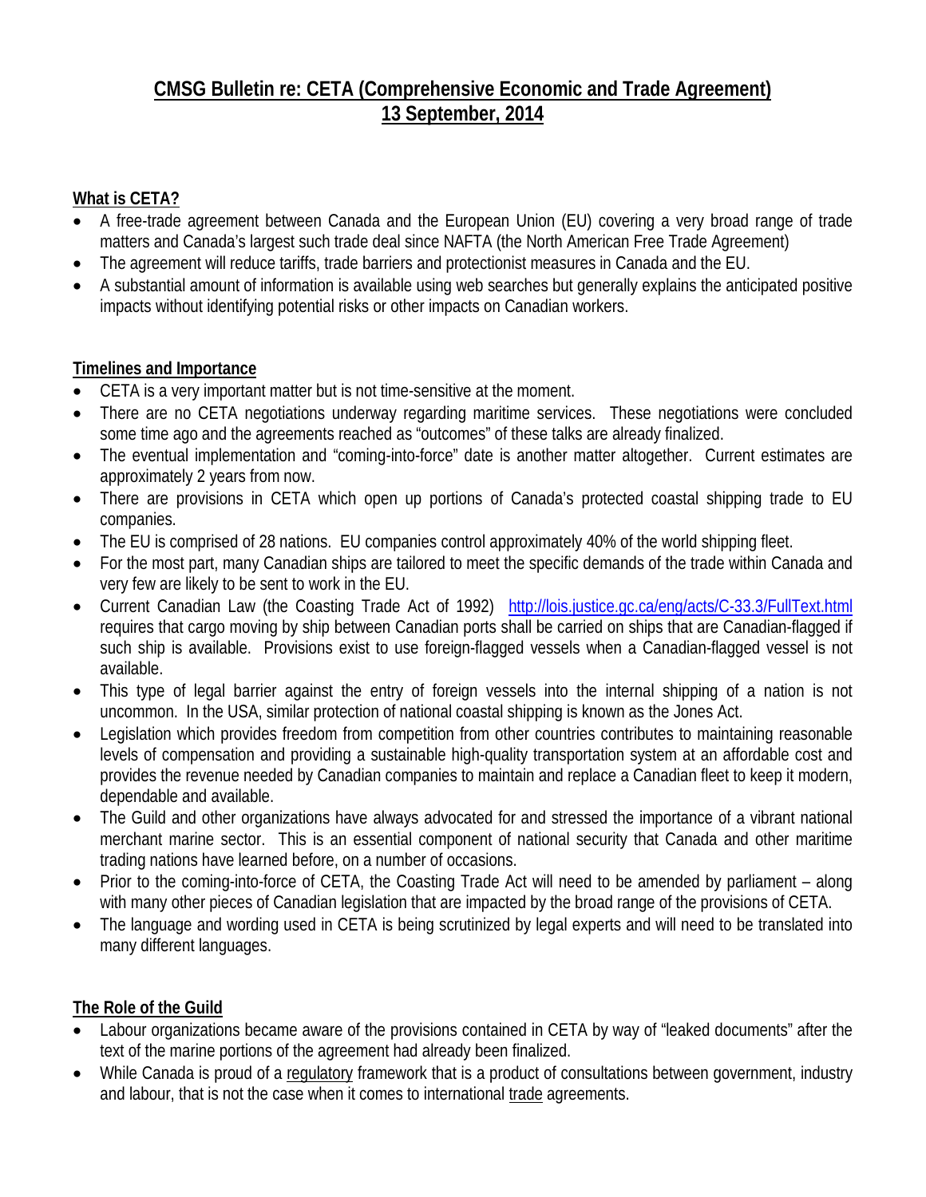# CMSG Bulletin re: CETA (Comprehensive Economic and Trade Agreement) 13 September, 2014

## What is CETA?

- A free-trade agreement between Canada and the European Union (EU) covering a very broad range of trade matters and Canada's largest such trade deal since NAFTA (the North American Free Trade Agreement)
- The agreement will reduce tariffs, trade barriers and protectionist measures in Canada and the EU.
- A substantial amount of information is available using web searches but generally explains the anticipated positive impacts without identifying potential risks or other impacts on Canadian workers.

## Timelines and Importance

- CETA is a very important matter but is not time-sensitive at the moment.
- There are no CETA negotiations underway regarding maritime services. These negotiations were concluded some time ago and the agreements reached as "outcomes" of these talks are already finalized.
- The eventual implementation and "coming-into-force" date is another matter altogether. Current estimates are approximately 2 years from now.
- There are provisions in CETA which open up portions of Canada's protected coastal shipping trade to EU companies.
- The EU is comprised of 28 nations. EU companies control approximately 40% of the world shipping fleet.
- For the most part, many Canadian ships are tailored to meet the specific demands of the trade within Canada and very few are likely to be sent to work in the EU.
- Current Canadian Law (the Coasting Trade Act of 1992) [http://lois.justice.gc.ca/eng/acts/C-33.3/FullText.html](http://lois.justice.gc.ca/eng/acts/C-33.3/FullText.html) requires that cargo moving by ship between Canadian ports shall be carried on ships that are Canadian-flagged if such ship is available. Provisions exist to use foreign-flagged vessels when a Canadian-flagged vessel is not available.
- This type of legal barrier against the entry of foreign vessels into the internal shipping of a nation is not uncommon. In the USA, similar protection of national coastal shipping is known as the Jones Act.
- Legislation which provides freedom from competition from other countries contributes to maintaining reasonable levels of compensation and providing a sustainable high-quality transportation system at an affordable cost and provides the revenue needed by Canadian companies to maintain and replace a Canadian fleet to keep it modern, dependable and available.
- The Guild and other organizations have always advocated for and stressed the importance of a vibrant national merchant marine sector. This is an essential component of national security that Canada and other maritime trading nations have learned before, on a number of occasions.
- Prior to the coming-into-force of CETA, the Coasting Trade Act will need to be amended by parliament – along with many other pieces of Canadian legislation that are impacted by the broad range of the provisions of CETA.
- The language and wording used in CETA is being scrutinized by legal experts and will need to be translated into many different languages.

## The Role of the Guild

- Labour organizations became aware of the provisions contained in CETA by way of "leaked documents" after the text of the marine portions of the agreement had already been finalized.
- While Canada is proud of a regulatory framework that is a product of consultations between government, industry and labour, that is not the case when it comes to international trade agreements.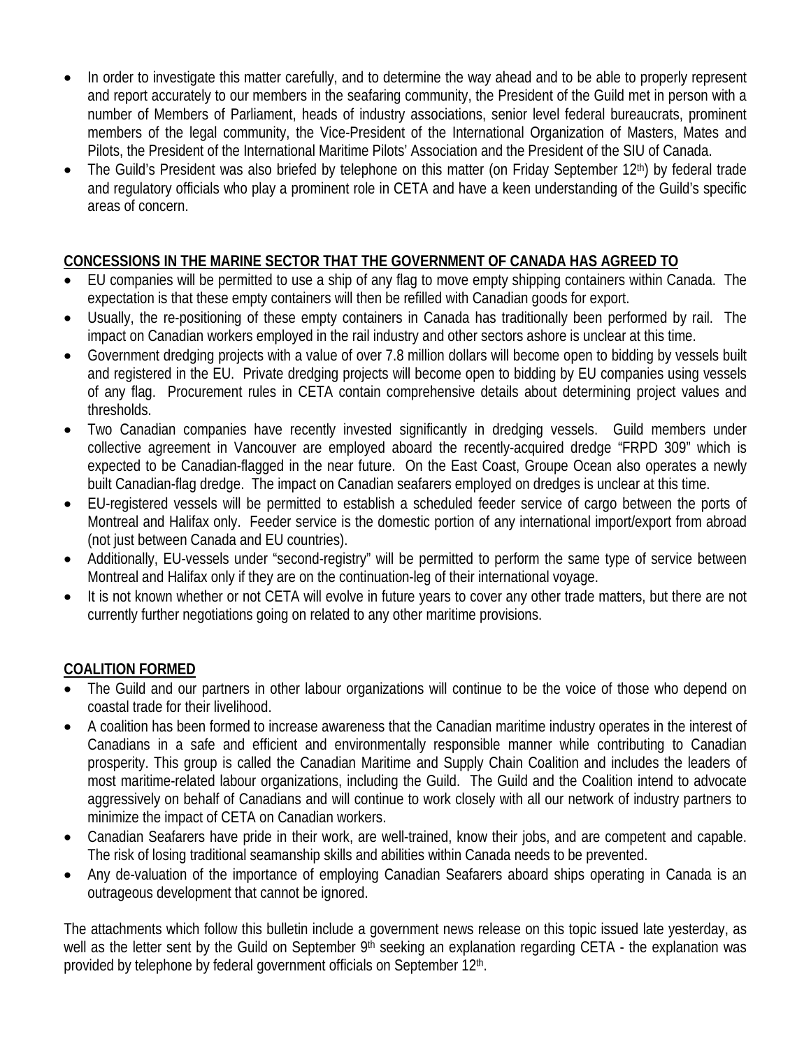- In order to investigate this matter carefully, and to determine the way ahead and to be able to properly represent and report accurately to our members in the seafaring community, the President of the Guild met in person with a number of Members of Parliament, heads of industry associations, senior level federal bureaucrats, prominent members of the legal community, the Vice-President of the International Organization of Masters, Mates and Pilots, the President of the International Maritime Pilots' Association and the President of the SIU of Canada.
- The Guild's President was also briefed by telephone on this matter (on Friday September 12th) by federal trade and regulatory officials who play a prominent role in CETA and have a keen understanding of the Guild's specific areas of concern.

**CONCESSIONS IN THE MARINE SECTOR THAT THE GOVERNMENT OF CANADA HAS AGREED TO**

- EU companies will be permitted to use a ship of any flag to move empty shipping containers within Canada. The expectation is that these empty containers will then be refilled with Canadian goods for export.
- Usually, the re-positioning of these empty containers in Canada has traditionally been performed by rail. The impact on Canadian workers employed in the rail industry and other sectors ashore is unclear at this time.
- Government dredging projects with a value of over 7.8 million dollars will become open to bidding by vessels built and registered in the EU. Private dredging projects will become open to bidding by EU companies using vessels of any flag. Procurement rules in CETA contain comprehensive details about determining project values and thresholds.
- Two Canadian companies have recently invested significantly in dredging vessels. Guild members under collective agreement in Vancouver are employed aboard the recently-acquired dredge "FRPD 309" which is expected to be Canadian-flagged in the near future. On the East Coast, Groupe Ocean also operates a newly built Canadian-flag dredge. The impact on Canadian seafarers employed on dredges is unclear at this time.
- EU-registered vessels will be permitted to establish a scheduled feeder service of cargo between the ports of Montreal and Halifax only. Feeder service is the domestic portion of any international import/export from abroad (not just between Canada and EU countries).
- Additionally, EU-vessels under "second-registry" will be permitted to perform the same type of service between Montreal and Halifax only if they are on the continuation-leg of their international voyage.
- It is not known whether or not CETA will evolve in future years to cover any other trade matters, but there are not currently further negotiations going on related to any other maritime provisions.

**COALITION FORMED**

- The Guild and our partners in other labour organizations will continue to be the voice of those who depend on coastal trade for their livelihood.
- A coalition has been formed to increase awareness that the Canadian maritime industry operates in the interest of Canadians in a safe and efficient and environmentally responsible manner while contributing to Canadian prosperity. This group is called the Canadian Maritime and Supply Chain Coalition and includes the leaders of most maritime-related labour organizations, including the Guild. The Guild and the Coalition intend to advocate aggressively on behalf of Canadians and will continue to work closely with all our network of industry partners to minimize the impact of CETA on Canadian workers.
- Canadian Seafarers have pride in their work, are well-trained, know their jobs, and are competent and capable. The risk of losing traditional seamanship skills and abilities within Canada needs to be prevented.
- Any de-valuation of the importance of employing Canadian Seafarers aboard ships operating in Canada is an outrageous development that cannot be ignored.

The attachments which follow this bulletin include a government news release on this topic issued late yesterday, as well as the letter sent by the Guild on September 9th seeking an explanation regarding CETA - the explanation was provided by telephone by federal government officials on September 12th.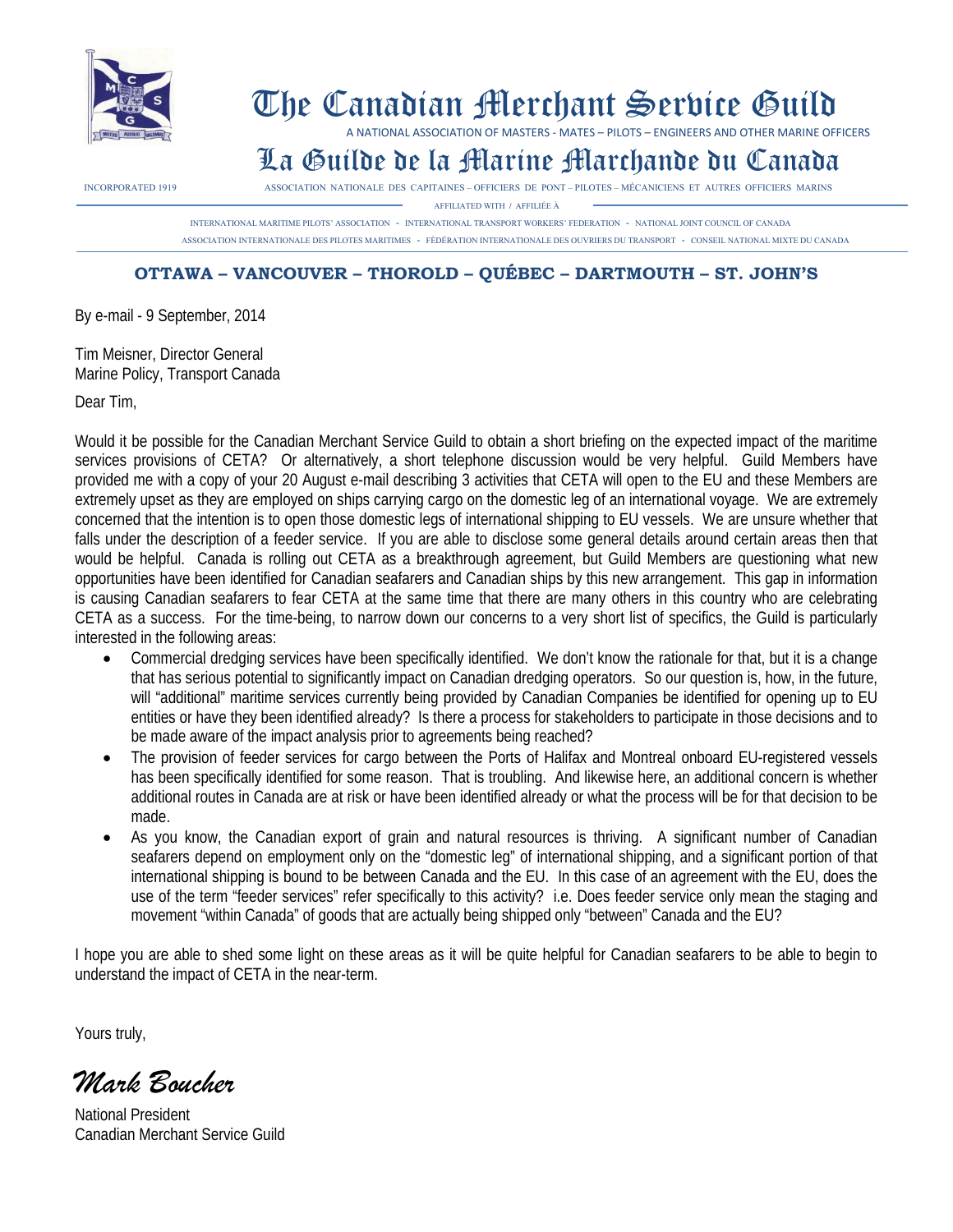# The Canadian Merchant Service Guild

A NATIONAL ASSOCIATION OF MASTERS - MATES – PILOTS – ENGINEERS AND OTHER MARINE OFFICERS

# La Guilde de la Marine Marchande du Canada

INCORPORATED 1919

ASSOCIATION NATIONALE DES CAPITAINES – OFFICIERS DE PONT – PILOTES – MÉCANICIENS ET AUTRES OFFICIERS MARINS

AFFILIATED WITH / AFFILIÉE À

INTERNATIONAL MARITIME PILOTS' ASSOCIATION - INTERNATIONAL TRANSPORT WORKERS' FEDERATION - NATIONAL JOINT COUNCIL OF CANADA

ASSOCIATION INTERNATIONALE DES PILOTES MARITIMES - FÉDÉRATION INTERNATIONALE DES OUVRIERS DU TRANSPORT - CONSEIL NATIONAL MIXTE DU CANADA

**OTTAWA – VANCOUVER – THOROLD – QUÉBEC – DARTMOUTH – ST. JOHN'S**

By e-mail - 9 September, 2014

Tim Meisner, Director General
Marine Policy, Transport Canada

Dear Tim,

Would it be possible for the Canadian Merchant Service Guild to obtain a short briefing on the expected impact of the maritime services provisions of CETA? Or alternatively, a short telephone discussion would be very helpful. Guild Members have provided me with a copy of your 20 August e-mail describing 3 activities that CETA will open to the EU and these Members are extremely upset as they are employed on ships carrying cargo on the domestic leg of an international voyage. We are extremely concerned that the intention is to open those domestic legs of international shipping to EU vessels. We are unsure whether that falls under the description of a feeder service. If you are able to disclose some general details around certain areas then that would be helpful. Canada is rolling out CETA as a breakthrough agreement, but Guild Members are questioning what new opportunities have been identified for Canadian seafarers and Canadian ships by this new arrangement. This gap in information is causing Canadian seafarers to fear CETA at the same time that there are many others in this country who are celebrating CETA as a success. For the time-being, to narrow down our concerns to a very short list of specifics, the Guild is particularly interested in the following areas:

- Commercial dredging services have been specifically identified. We don't know the rationale for that, but it is a change that has serious potential to significantly impact on Canadian dredging operators. So our question is, how, in the future, will "additional" maritime services currently being provided by Canadian Companies be identified for opening up to EU entities or have they been identified already? Is there a process for stakeholders to participate in those decisions and to be made aware of the impact analysis prior to agreements being reached?
- The provision of feeder services for cargo between the Ports of Halifax and Montreal onboard EU-registered vessels has been specifically identified for some reason. That is troubling. And likewise here, an additional concern is whether additional routes in Canada are at risk or have been identified already or what the process will be for that decision to be made.
- As you know, the Canadian export of grain and natural resources is thriving. A significant number of Canadian seafarers depend on employment only on the "domestic leg" of international shipping, and a significant portion of that international shipping is bound to be between Canada and the EU. In this case of an agreement with the EU, does the use of the term "feeder services" refer specifically to this activity? i.e. Does feeder service only mean the staging and movement "within Canada" of goods that are actually being shipped only "between" Canada and the EU?

I hope you are able to shed some light on these areas as it will be quite helpful for Canadian seafarers to be able to begin to understand the impact of CETA in the near-term.

Yours truly,

*Mark Boucher*

National President
Canadian Merchant Service Guild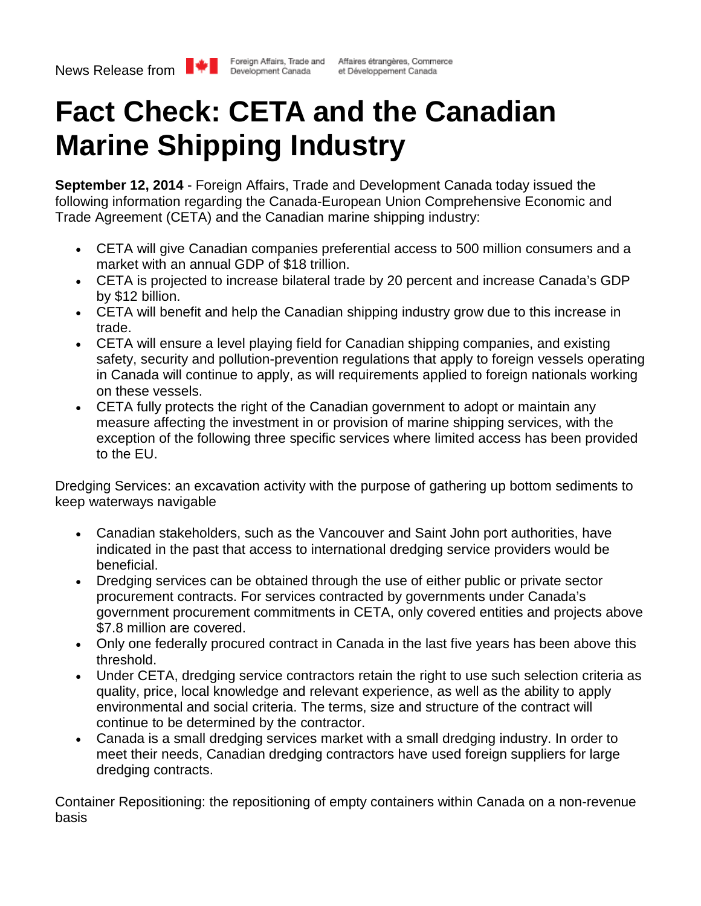News Release from Foreign Affairs, Trade and Development Canada / Affaires étrangères, Commerce et Développement Canada

# Fact Check: CETA and the Canadian Marine Shipping Industry

**September 12, 2014** - Foreign Affairs, Trade and Development Canada today issued the following information regarding the Canada-European Union Comprehensive Economic and Trade Agreement (CETA) and the Canadian marine shipping industry:

- CETA will give Canadian companies preferential access to 500 million consumers and a market with an annual GDP of $18 trillion.
- CETA is projected to increase bilateral trade by 20 percent and increase Canada's GDP by $12 billion.
- CETA will benefit and help the Canadian shipping industry grow due to this increase in trade.
- CETA will ensure a level playing field for Canadian shipping companies, and existing safety, security and pollution-prevention regulations that apply to foreign vessels operating in Canada will continue to apply, as will requirements applied to foreign nationals working on these vessels.
- CETA fully protects the right of the Canadian government to adopt or maintain any measure affecting the investment in or provision of marine shipping services, with the exception of the following three specific services where limited access has been provided to the EU.

Dredging Services: an excavation activity with the purpose of gathering up bottom sediments to keep waterways navigable

- Canadian stakeholders, such as the Vancouver and Saint John port authorities, have indicated in the past that access to international dredging service providers would be beneficial.
- Dredging services can be obtained through the use of either public or private sector procurement contracts. For services contracted by governments under Canada's government procurement commitments in CETA, only covered entities and projects above $7.8 million are covered.
- Only one federally procured contract in Canada in the last five years has been above this threshold.
- Under CETA, dredging service contractors retain the right to use such selection criteria as quality, price, local knowledge and relevant experience, as well as the ability to apply environmental and social criteria. The terms, size and structure of the contract will continue to be determined by the contractor.
- Canada is a small dredging services market with a small dredging industry. In order to meet their needs, Canadian dredging contractors have used foreign suppliers for large dredging contracts.

Container Repositioning: the repositioning of empty containers within Canada on a non-revenue basis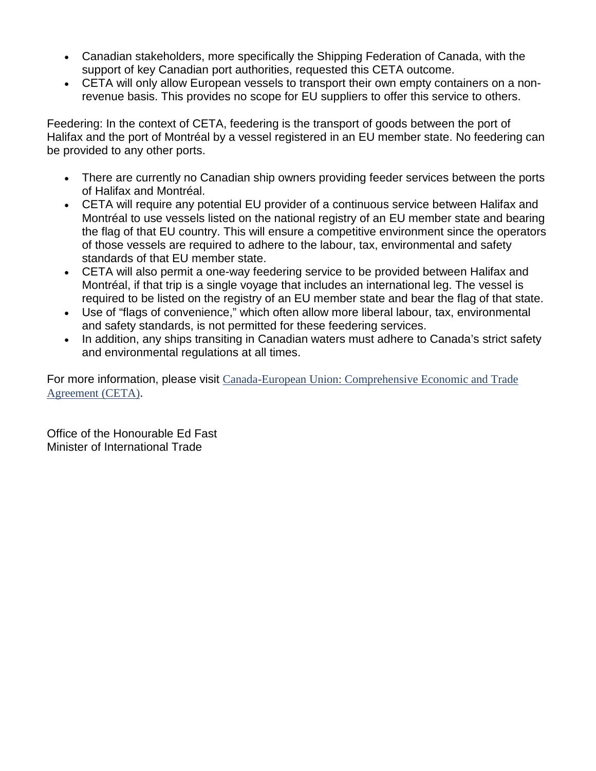- Canadian stakeholders, more specifically the Shipping Federation of Canada, with the support of key Canadian port authorities, requested this CETA outcome.
- CETA will only allow European vessels to transport their own empty containers on a non-revenue basis. This provides no scope for EU suppliers to offer this service to others.

Feedering: In the context of CETA, feedering is the transport of goods between the port of Halifax and the port of Montréal by a vessel registered in an EU member state. No feedering can be provided to any other ports.

- There are currently no Canadian ship owners providing feeder services between the ports of Halifax and Montréal.
- CETA will require any potential EU provider of a continuous service between Halifax and Montréal to use vessels listed on the national registry of an EU member state and bearing the flag of that EU country. This will ensure a competitive environment since the operators of those vessels are required to adhere to the labour, tax, environmental and safety standards of that EU member state.
- CETA will also permit a one-way feedering service to be provided between Halifax and Montréal, if that trip is a single voyage that includes an international leg. The vessel is required to be listed on the registry of an EU member state and bear the flag of that state.
- Use of “flags of convenience,” which often allow more liberal labour, tax, environmental and safety standards, is not permitted for these feedering services.
- In addition, any ships transiting in Canadian waters must adhere to Canada’s strict safety and environmental regulations at all times.

For more information, please visit [Canada-European Union: Comprehensive Economic and Trade Agreement (CETA)].

Office of the Honourable Ed Fast
Minister of International Trade